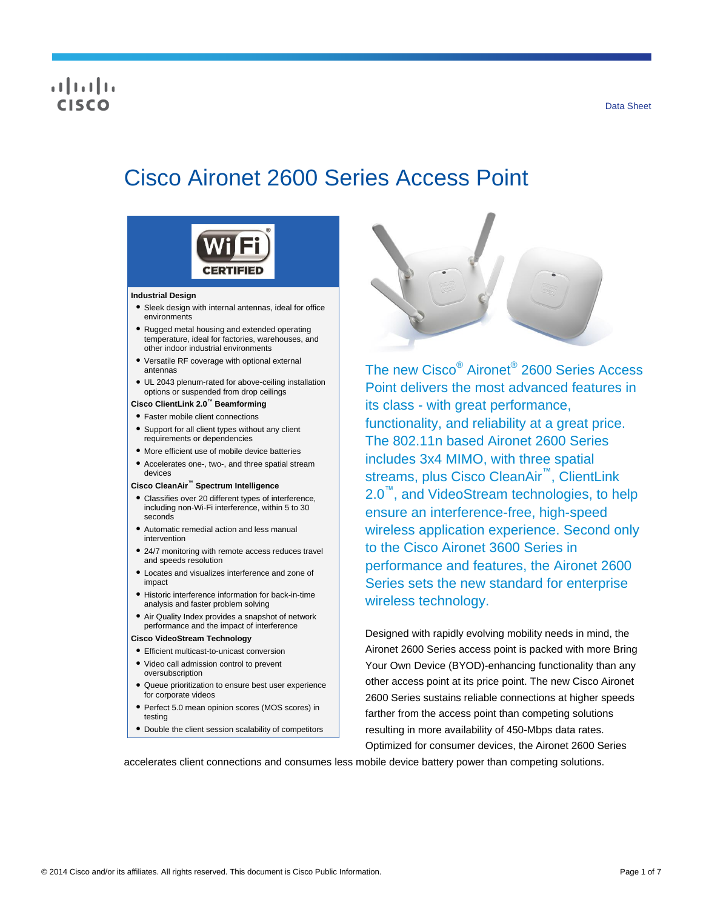Data Sheet

# Cisco Aironet 2600 Series Access Point

**Industrial Design**

- Sleek design with internal antennas, ideal for office environments
- Rugged metal housing and extended operating temperature, ideal for factories, warehouses, and other indoor industrial environments
- Versatile RF coverage with optional external antennas
- UL 2043 plenum-rated for above-ceiling installation options or suspended from drop ceilings

**Cisco ClientLink 2.0™ Beamforming**

- Faster mobile client connections
- Support for all client types without any client requirements or dependencies
- More efficient use of mobile device batteries
- Accelerates one-, two-, and three spatial stream devices

**Cisco CleanAir™ Spectrum Intelligence**

- Classifies over 20 different types of interference, including non-Wi-Fi interference, within 5 to 30 seconds
- Automatic remedial action and less manual intervention
- 24/7 monitoring with remote access reduces travel and speeds resolution
- Locates and visualizes interference and zone of impact
- Historic interference information for back-in-time analysis and faster problem solving
- Air Quality Index provides a snapshot of network performance and the impact of interference

**Cisco VideoStream Technology**

- Efficient multicast-to-unicast conversion
- Video call admission control to prevent oversubscription
- Queue prioritization to ensure best user experience for corporate videos
- Perfect 5.0 mean opinion scores (MOS scores) in testing
- Double the client session scalability of competitors

The new Cisco® Aironet® 2600 Series Access Point delivers the most advanced features in its class - with great performance, functionality, and reliability at a great price. The 802.11n based Aironet 2600 Series includes 3x4 MIMO, with three spatial streams, plus Cisco CleanAir™, ClientLink 2.0™, and VideoStream technologies, to help ensure an interference-free, high-speed wireless application experience. Second only to the Cisco Aironet 3600 Series in performance and features, the Aironet 2600 Series sets the new standard for enterprise wireless technology.

Designed with rapidly evolving mobility needs in mind, the Aironet 2600 Series access point is packed with more Bring Your Own Device (BYOD)-enhancing functionality than any other access point at its price point. The new Cisco Aironet 2600 Series sustains reliable connections at higher speeds farther from the access point than competing solutions resulting in more availability of 450-Mbps data rates. Optimized for consumer devices, the Aironet 2600 Series accelerates client connections and consumes less mobile device battery power than competing solutions.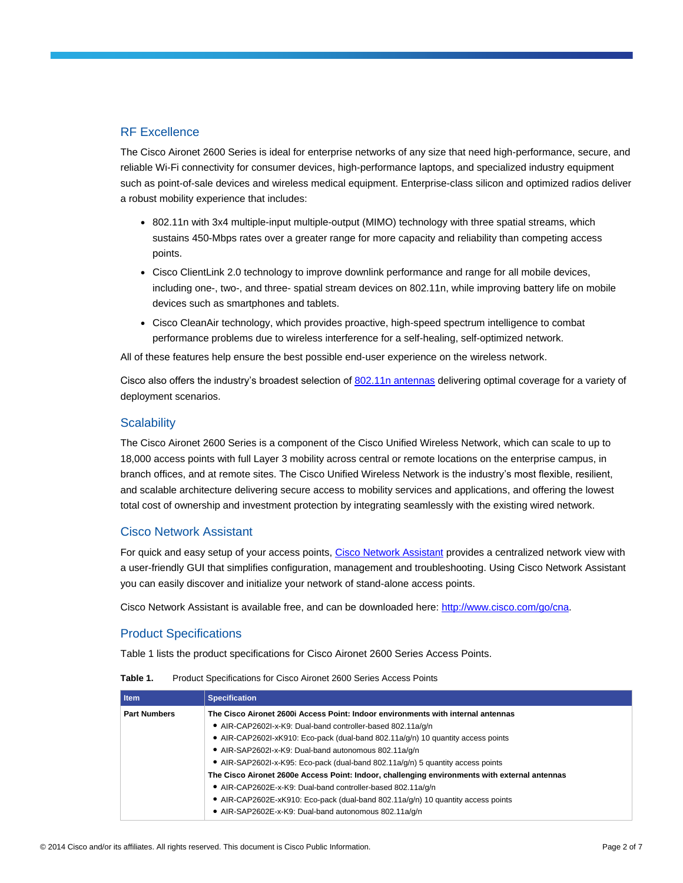## RF Excellence

The Cisco Aironet 2600 Series is ideal for enterprise networks of any size that need high-performance, secure, and reliable Wi-Fi connectivity for consumer devices, high-performance laptops, and specialized industry equipment such as point-of-sale devices and wireless medical equipment. Enterprise-class silicon and optimized radios deliver a robust mobility experience that includes:

- 802.11n with 3x4 multiple-input multiple-output (MIMO) technology with three spatial streams, which sustains 450-Mbps rates over a greater range for more capacity and reliability than competing access points.
- Cisco ClientLink 2.0 technology to improve downlink performance and range for all mobile devices, including one-, two-, and three- spatial stream devices on 802.11n, while improving battery life on mobile devices such as smartphones and tablets.
- Cisco CleanAir technology, which provides proactive, high-speed spectrum intelligence to combat performance problems due to wireless interference for a self-healing, self-optimized network.

All of these features help ensure the best possible end-user experience on the wireless network.

Cisco also offers the industry's broadest selection of 802.11n antennas delivering optimal coverage for a variety of deployment scenarios.

## Scalability

The Cisco Aironet 2600 Series is a component of the Cisco Unified Wireless Network, which can scale to up to 18,000 access points with full Layer 3 mobility across central or remote locations on the enterprise campus, in branch offices, and at remote sites. The Cisco Unified Wireless Network is the industry's most flexible, resilient, and scalable architecture delivering secure access to mobility services and applications, and offering the lowest total cost of ownership and investment protection by integrating seamlessly with the existing wired network.

## Cisco Network Assistant

For quick and easy setup of your access points, Cisco Network Assistant provides a centralized network view with a user-friendly GUI that simplifies configuration, management and troubleshooting. Using Cisco Network Assistant you can easily discover and initialize your network of stand-alone access points.

Cisco Network Assistant is available free, and can be downloaded here: http://www.cisco.com/go/cna.

## Product Specifications

Table 1 lists the product specifications for Cisco Aironet 2600 Series Access Points.

**Table 1.** Product Specifications for Cisco Aironet 2600 Series Access Points

| Item | Specification |
|---|---|
| **Part Numbers** | **The Cisco Aironet 2600i Access Point: Indoor environments with internal antennas**<br>• AIR-CAP2602I-x-K9: Dual-band controller-based 802.11a/g/n<br>• AIR-CAP2602I-xK910: Eco-pack (dual-band 802.11a/g/n) 10 quantity access points<br>• AIR-SAP2602I-x-K9: Dual-band autonomous 802.11a/g/n<br>• AIR-SAP2602I-x-K95: Eco-pack (dual-band 802.11a/g/n) 5 quantity access points<br>**The Cisco Aironet 2600e Access Point: Indoor, challenging environments with external antennas**<br>• AIR-CAP2602E-x-K9: Dual-band controller-based 802.11a/g/n<br>• AIR-CAP2602E-xK910: Eco-pack (dual-band 802.11a/g/n) 10 quantity access points<br>• AIR-SAP2602E-x-K9: Dual-band autonomous 802.11a/g/n |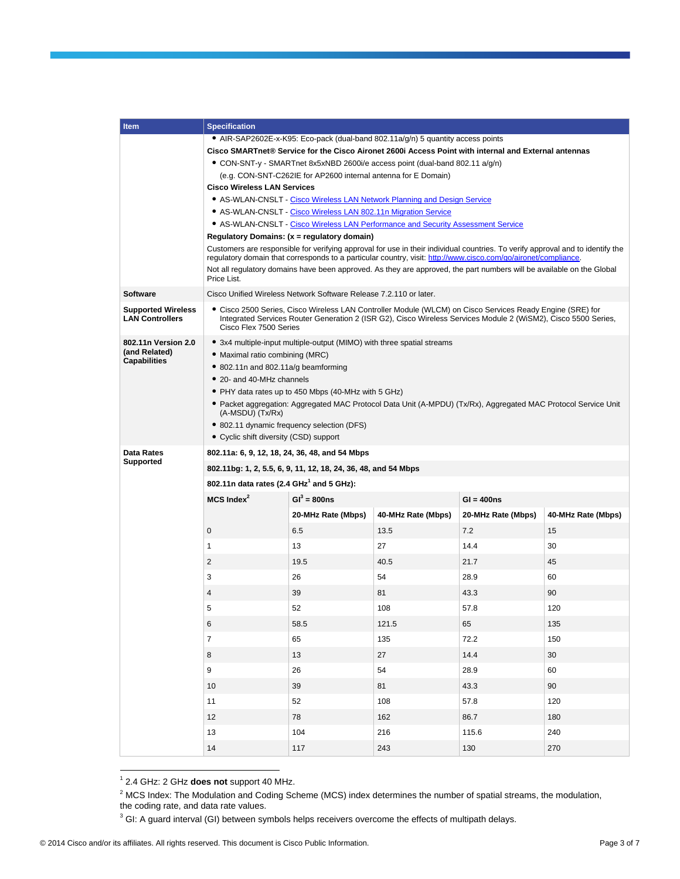| Item | Specification |
| --- | --- |
| | • AIR-SAP2602E-x-K95: Eco-pack (dual-band 802.11a/g/n) 5 quantity access points<br>**Cisco SMARTnet® Service for the Cisco Aironet 2600i Access Point with internal and External antennas**<br>• CON-SNT-y - SMARTnet 8x5xNBD 2600i/e access point (dual-band 802.11 a/g/n)<br>(e.g. CON-SNT-C262IE for AP2600 internal antenna for E Domain)<br>**Cisco Wireless LAN Services**<br>• AS-WLAN-CNSLT - Cisco Wireless LAN Network Planning and Design Service<br>• AS-WLAN-CNSLT - Cisco Wireless LAN 802.11n Migration Service<br>• AS-WLAN-CNSLT - Cisco Wireless LAN Performance and Security Assessment Service<br>**Regulatory Domains: (x = regulatory domain)**<br>Customers are responsible for verifying approval for use in their individual countries. To verify approval and to identify the regulatory domain that corresponds to a particular country, visit: http://www.cisco.com/go/aironet/compliance.<br>Not all regulatory domains have been approved. As they are approved, the part numbers will be available on the Global Price List. |
| **Software** | Cisco Unified Wireless Network Software Release 7.2.110 or later. |
| **Supported Wireless LAN Controllers** | • Cisco 2500 Series, Cisco Wireless LAN Controller Module (WLCM) on Cisco Services Ready Engine (SRE) for Integrated Services Router Generation 2 (ISR G2), Cisco Wireless Services Module 2 (WiSM2), Cisco 5500 Series, Cisco Flex 7500 Series |
| **802.11n Version 2.0 (and Related) Capabilities** | • 3x4 multiple-input multiple-output (MIMO) with three spatial streams<br>• Maximal ratio combining (MRC)<br>• 802.11n and 802.11a/g beamforming<br>• 20- and 40-MHz channels<br>• PHY data rates up to 450 Mbps (40-MHz with 5 GHz)<br>• Packet aggregation: Aggregated MAC Protocol Data Unit (A-MPDU) (Tx/Rx), Aggregated MAC Protocol Service Unit (A-MSDU) (Tx/Rx)<br>• 802.11 dynamic frequency selection (DFS)<br>• Cyclic shift diversity (CSD) support |
| **Data Rates Supported** | **802.11a: 6, 9, 12, 18, 24, 36, 48, and 54 Mbps**<br>**802.11bg: 1, 2, 5.5, 6, 9, 11, 12, 18, 24, 36, 48, and 54 Mbps**<br>**802.11n data rates (2.4 GHz[1] and 5 GHz):** |

| MCS Index[2] | GI[3] = 800ns | | GI = 400ns | |
| --- | --- | --- | --- | --- |
| | **20-MHz Rate (Mbps)** | **40-MHz Rate (Mbps)** | **20-MHz Rate (Mbps)** | **40-MHz Rate (Mbps)** |
| 0 | 6.5 | 13.5 | 7.2 | 15 |
| 1 | 13 | 27 | 14.4 | 30 |
| 2 | 19.5 | 40.5 | 21.7 | 45 |
| 3 | 26 | 54 | 28.9 | 60 |
| 4 | 39 | 81 | 43.3 | 90 |
| 5 | 52 | 108 | 57.8 | 120 |
| 6 | 58.5 | 121.5 | 65 | 135 |
| 7 | 65 | 135 | 72.2 | 150 |
| 8 | 13 | 27 | 14.4 | 30 |
| 9 | 26 | 54 | 28.9 | 60 |
| 10 | 39 | 81 | 43.3 | 90 |
| 11 | 52 | 108 | 57.8 | 120 |
| 12 | 78 | 162 | 86.7 | 180 |
| 13 | 104 | 216 | 115.6 | 240 |
| 14 | 117 | 243 | 130 | 270 |

[1] 2.4 GHz: 2 GHz **does not** support 40 MHz.

[2] MCS Index: The Modulation and Coding Scheme (MCS) index determines the number of spatial streams, the modulation, the coding rate, and data rate values.

[3] GI: A guard interval (GI) between symbols helps receivers overcome the effects of multipath delays.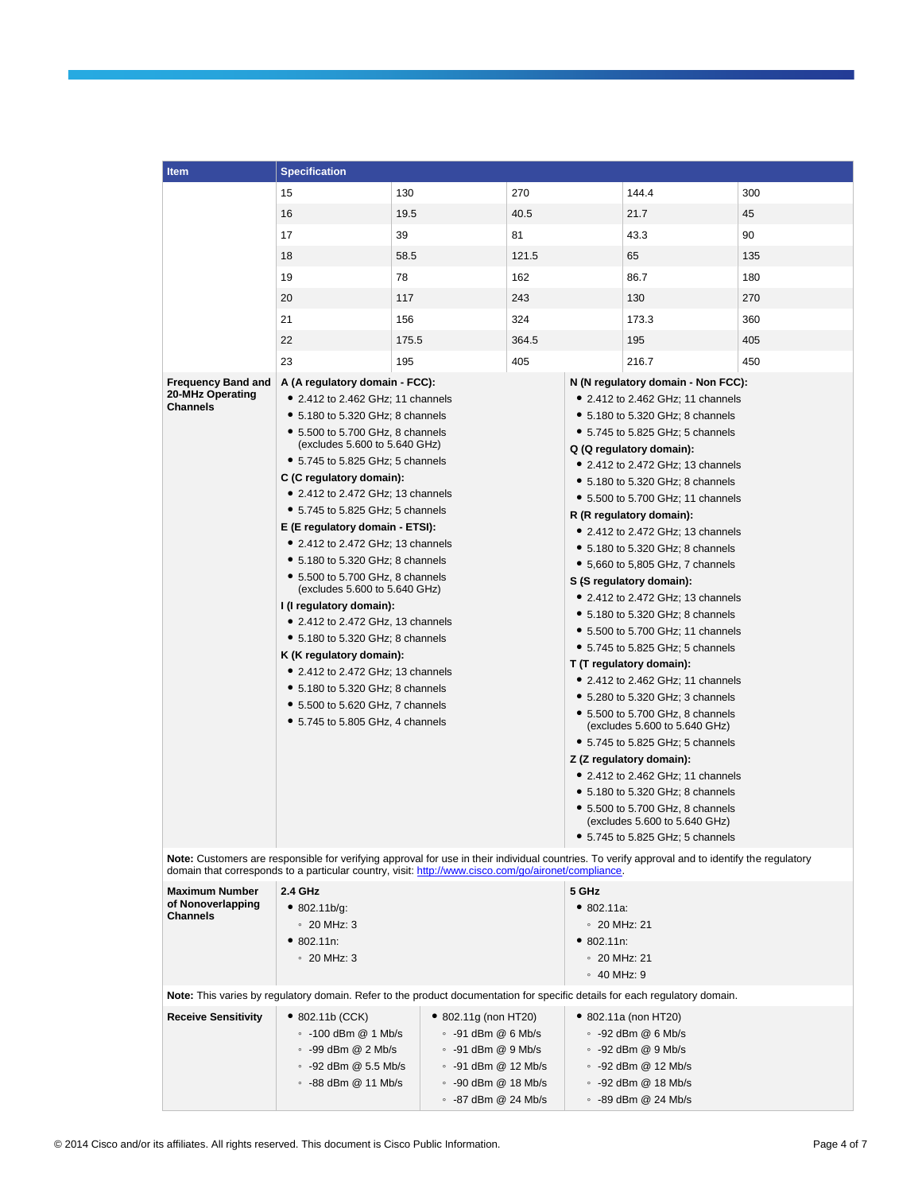| Item | Specification | | | | |
|---|---|---|---|---|---|
| | 15 | 130 | 270 | 144.4 | 300 |
| | 16 | 19.5 | 40.5 | 21.7 | 45 |
| | 17 | 39 | 81 | 43.3 | 90 |
| | 18 | 58.5 | 121.5 | 65 | 135 |
| | 19 | 78 | 162 | 86.7 | 180 |
| | 20 | 117 | 243 | 130 | 270 |
| | 21 | 156 | 324 | 173.3 | 360 |
| | 22 | 175.5 | 364.5 | 195 | 405 |
| | 23 | 195 | 405 | 216.7 | 450 |

| Item | Specification | |
|---|---|---|
| **Frequency Band and 20-MHz Operating Channels** | **A (A regulatory domain - FCC):**<br>• 2.412 to 2.462 GHz; 11 channels<br>• 5.180 to 5.320 GHz; 8 channels<br>• 5.500 to 5.700 GHz, 8 channels (excludes 5.600 to 5.640 GHz)<br>• 5.745 to 5.825 GHz; 5 channels<br>**C (C regulatory domain):**<br>• 2.412 to 2.472 GHz; 13 channels<br>• 5.745 to 5.825 GHz; 5 channels<br>**E (E regulatory domain - ETSI):**<br>• 2.412 to 2.472 GHz; 13 channels<br>• 5.180 to 5.320 GHz; 8 channels<br>• 5.500 to 5.700 GHz, 8 channels (excludes 5.600 to 5.640 GHz)<br>**I (I regulatory domain):**<br>• 2.412 to 2.472 GHz, 13 channels<br>• 5.180 to 5.320 GHz; 8 channels<br>**K (K regulatory domain):**<br>• 2.412 to 2.472 GHz; 13 channels<br>• 5.180 to 5.320 GHz; 8 channels<br>• 5.500 to 5.620 GHz, 7 channels<br>• 5.745 to 5.805 GHz, 4 channels | **N (N regulatory domain - Non FCC):**<br>• 2.412 to 2.462 GHz; 11 channels<br>• 5.180 to 5.320 GHz; 8 channels<br>• 5.745 to 5.825 GHz; 5 channels<br>**Q (Q regulatory domain):**<br>• 2.412 to 2.472 GHz; 13 channels<br>• 5.180 to 5.320 GHz; 8 channels<br>• 5.500 to 5.700 GHz; 11 channels<br>**R (R regulatory domain):**<br>• 2.412 to 2.472 GHz; 13 channels<br>• 5.180 to 5.320 GHz; 8 channels<br>• 5,660 to 5,805 GHz, 7 channels<br>**S (S regulatory domain):**<br>• 2.412 to 2.472 GHz; 13 channels<br>• 5.180 to 5.320 GHz; 8 channels<br>• 5.500 to 5.700 GHz; 11 channels<br>• 5.745 to 5.825 GHz; 5 channels<br>**T (T regulatory domain):**<br>• 2.412 to 2.462 GHz; 11 channels<br>• 5.280 to 5.320 GHz; 3 channels<br>• 5.500 to 5.700 GHz, 8 channels (excludes 5.600 to 5.640 GHz)<br>• 5.745 to 5.825 GHz; 5 channels<br>**Z (Z regulatory domain):**<br>• 2.412 to 2.462 GHz; 11 channels<br>• 5.180 to 5.320 GHz; 8 channels<br>• 5.500 to 5.700 GHz, 8 channels (excludes 5.600 to 5.640 GHz)<br>• 5.745 to 5.825 GHz; 5 channels |

**Note:** Customers are responsible for verifying approval for use in their individual countries. To verify approval and to identify the regulatory domain that corresponds to a particular country, visit: http://www.cisco.com/go/aironet/compliance.

| Item | Specification | |
|---|---|---|
| **Maximum Number of Nonoverlapping Channels** | **2.4 GHz**<br>• 802.11b/g:<br>◦ 20 MHz: 3<br>• 802.11n:<br>◦ 20 MHz: 3 | **5 GHz**<br>• 802.11a:<br>◦ 20 MHz: 21<br>• 802.11n:<br>◦ 20 MHz: 21<br>◦ 40 MHz: 9 |

**Note:** This varies by regulatory domain. Refer to the product documentation for specific details for each regulatory domain.

| Item | Specification | | |
|---|---|---|---|
| **Receive Sensitivity** | • 802.11b (CCK)<br>◦ -100 dBm @ 1 Mb/s<br>◦ -99 dBm @ 2 Mb/s<br>◦ -92 dBm @ 5.5 Mb/s<br>◦ -88 dBm @ 11 Mb/s | • 802.11g (non HT20)<br>◦ -91 dBm @ 6 Mb/s<br>◦ -91 dBm @ 9 Mb/s<br>◦ -91 dBm @ 12 Mb/s<br>◦ -90 dBm @ 18 Mb/s<br>◦ -87 dBm @ 24 Mb/s | • 802.11a (non HT20)<br>◦ -92 dBm @ 6 Mb/s<br>◦ -92 dBm @ 9 Mb/s<br>◦ -92 dBm @ 12 Mb/s<br>◦ -92 dBm @ 18 Mb/s<br>◦ -89 dBm @ 24 Mb/s |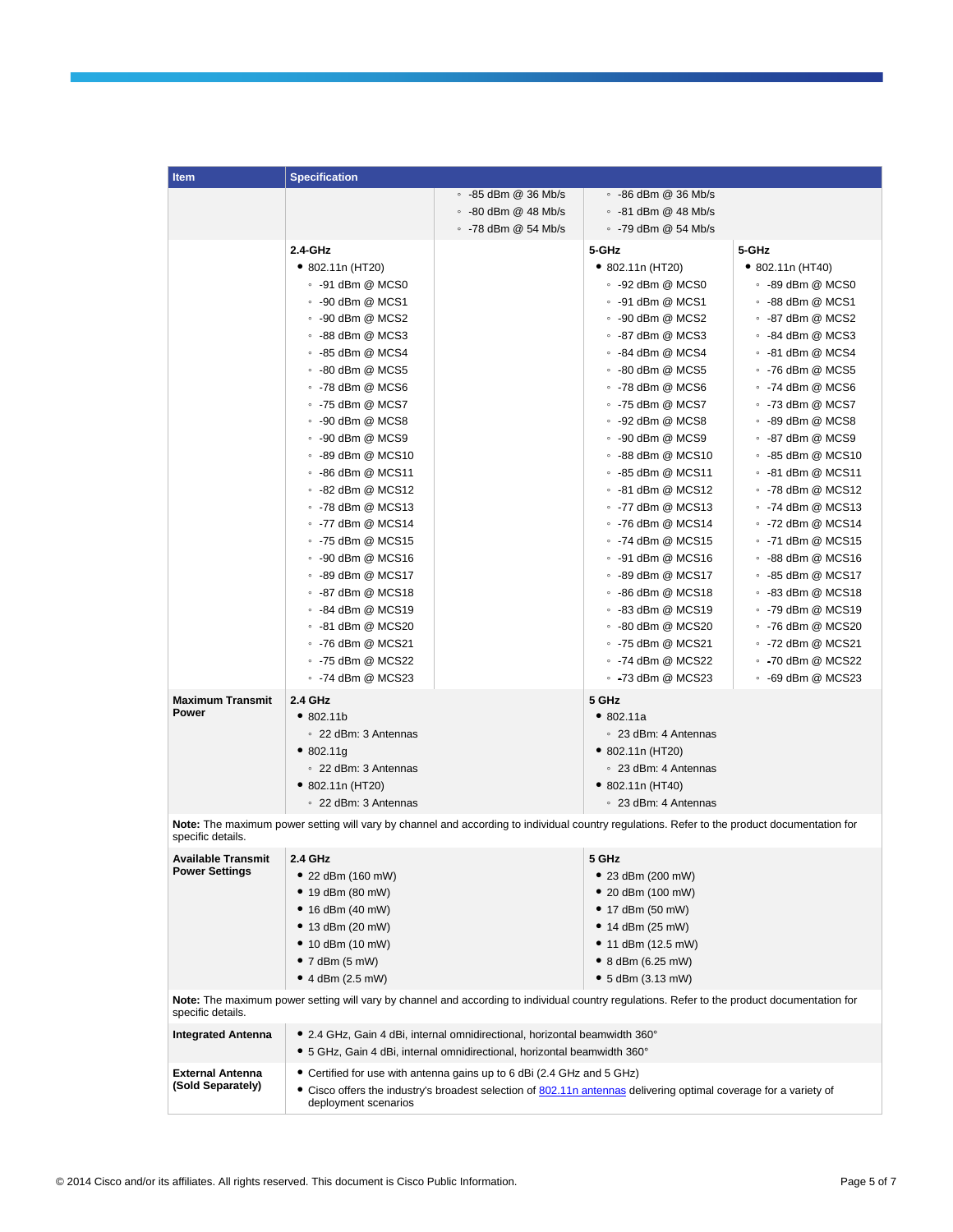| Item | Specification | | | |
|---|---|---|---|---|
| | | ◦ -85 dBm @ 36 Mb/s<br>◦ -80 dBm @ 48 Mb/s<br>◦ -78 dBm @ 54 Mb/s | ◦ -86 dBm @ 36 Mb/s<br>◦ -81 dBm @ 48 Mb/s<br>◦ -79 dBm @ 54 Mb/s | |
| | **2.4-GHz**<br>• 802.11n (HT20)<br>◦ -91 dBm @ MCS0<br>◦ -90 dBm @ MCS1<br>◦ -90 dBm @ MCS2<br>◦ -88 dBm @ MCS3<br>◦ -85 dBm @ MCS4<br>◦ -80 dBm @ MCS5<br>◦ -78 dBm @ MCS6<br>◦ -75 dBm @ MCS7<br>◦ -90 dBm @ MCS8<br>◦ -90 dBm @ MCS9<br>◦ -89 dBm @ MCS10<br>◦ -86 dBm @ MCS11<br>◦ -82 dBm @ MCS12<br>◦ -78 dBm @ MCS13<br>◦ -77 dBm @ MCS14<br>◦ -75 dBm @ MCS15<br>◦ -90 dBm @ MCS16<br>◦ -89 dBm @ MCS17<br>◦ -87 dBm @ MCS18<br>◦ -84 dBm @ MCS19<br>◦ -81 dBm @ MCS20<br>◦ -76 dBm @ MCS21<br>◦ -75 dBm @ MCS22<br>◦ -74 dBm @ MCS23 | | **5-GHz**<br>• 802.11n (HT20)<br>◦ -92 dBm @ MCS0<br>◦ -91 dBm @ MCS1<br>◦ -90 dBm @ MCS2<br>◦ -87 dBm @ MCS3<br>◦ -84 dBm @ MCS4<br>◦ -80 dBm @ MCS5<br>◦ -78 dBm @ MCS6<br>◦ -75 dBm @ MCS7<br>◦ -92 dBm @ MCS8<br>◦ -90 dBm @ MCS9<br>◦ -88 dBm @ MCS10<br>◦ -85 dBm @ MCS11<br>◦ -81 dBm @ MCS12<br>◦ -77 dBm @ MCS13<br>◦ -76 dBm @ MCS14<br>◦ -74 dBm @ MCS15<br>◦ -91 dBm @ MCS16<br>◦ -89 dBm @ MCS17<br>◦ -86 dBm @ MCS18<br>◦ -83 dBm @ MCS19<br>◦ -80 dBm @ MCS20<br>◦ -75 dBm @ MCS21<br>◦ -74 dBm @ MCS22<br>◦ -73 dBm @ MCS23 | **5-GHz**<br>• 802.11n (HT40)<br>◦ -89 dBm @ MCS0<br>◦ -88 dBm @ MCS1<br>◦ -87 dBm @ MCS2<br>◦ -84 dBm @ MCS3<br>◦ -81 dBm @ MCS4<br>◦ -76 dBm @ MCS5<br>◦ -74 dBm @ MCS6<br>◦ -73 dBm @ MCS7<br>◦ -89 dBm @ MCS8<br>◦ -87 dBm @ MCS9<br>◦ -85 dBm @ MCS10<br>◦ -81 dBm @ MCS11<br>◦ -78 dBm @ MCS12<br>◦ -74 dBm @ MCS13<br>◦ -72 dBm @ MCS14<br>◦ -71 dBm @ MCS15<br>◦ -88 dBm @ MCS16<br>◦ -85 dBm @ MCS17<br>◦ -83 dBm @ MCS18<br>◦ -79 dBm @ MCS19<br>◦ -76 dBm @ MCS20<br>◦ -72 dBm @ MCS21<br>◦ -70 dBm @ MCS22<br>◦ -69 dBm @ MCS23 |
| **Maximum Transmit Power** | **2.4 GHz**<br>• 802.11b<br>◦ 22 dBm: 3 Antennas<br>• 802.11g<br>◦ 22 dBm: 3 Antennas<br>• 802.11n (HT20)<br>◦ 22 dBm: 3 Antennas | | **5 GHz**<br>• 802.11a<br>◦ 23 dBm: 4 Antennas<br>• 802.11n (HT20)<br>◦ 23 dBm: 4 Antennas<br>• 802.11n (HT40)<br>◦ 23 dBm: 4 Antennas | |
| **Note:** The maximum power setting will vary by channel and according to individual country regulations. Refer to the product documentation for specific details. | | | | |
| **Available Transmit Power Settings** | **2.4 GHz**<br>• 22 dBm (160 mW)<br>• 19 dBm (80 mW)<br>• 16 dBm (40 mW)<br>• 13 dBm (20 mW)<br>• 10 dBm (10 mW)<br>• 7 dBm (5 mW)<br>• 4 dBm (2.5 mW) | | **5 GHz**<br>• 23 dBm (200 mW)<br>• 20 dBm (100 mW)<br>• 17 dBm (50 mW)<br>• 14 dBm (25 mW)<br>• 11 dBm (12.5 mW)<br>• 8 dBm (6.25 mW)<br>• 5 dBm (3.13 mW) | |
| **Note:** The maximum power setting will vary by channel and according to individual country regulations. Refer to the product documentation for specific details. | | | | |
| **Integrated Antenna** | • 2.4 GHz, Gain 4 dBi, internal omnidirectional, horizontal beamwidth 360°<br>• 5 GHz, Gain 4 dBi, internal omnidirectional, horizontal beamwidth 360° | | | |
| **External Antenna (Sold Separately)** | • Certified for use with antenna gains up to 6 dBi (2.4 GHz and 5 GHz)<br>• Cisco offers the industry's broadest selection of 802.11n antennas delivering optimal coverage for a variety of deployment scenarios | | | |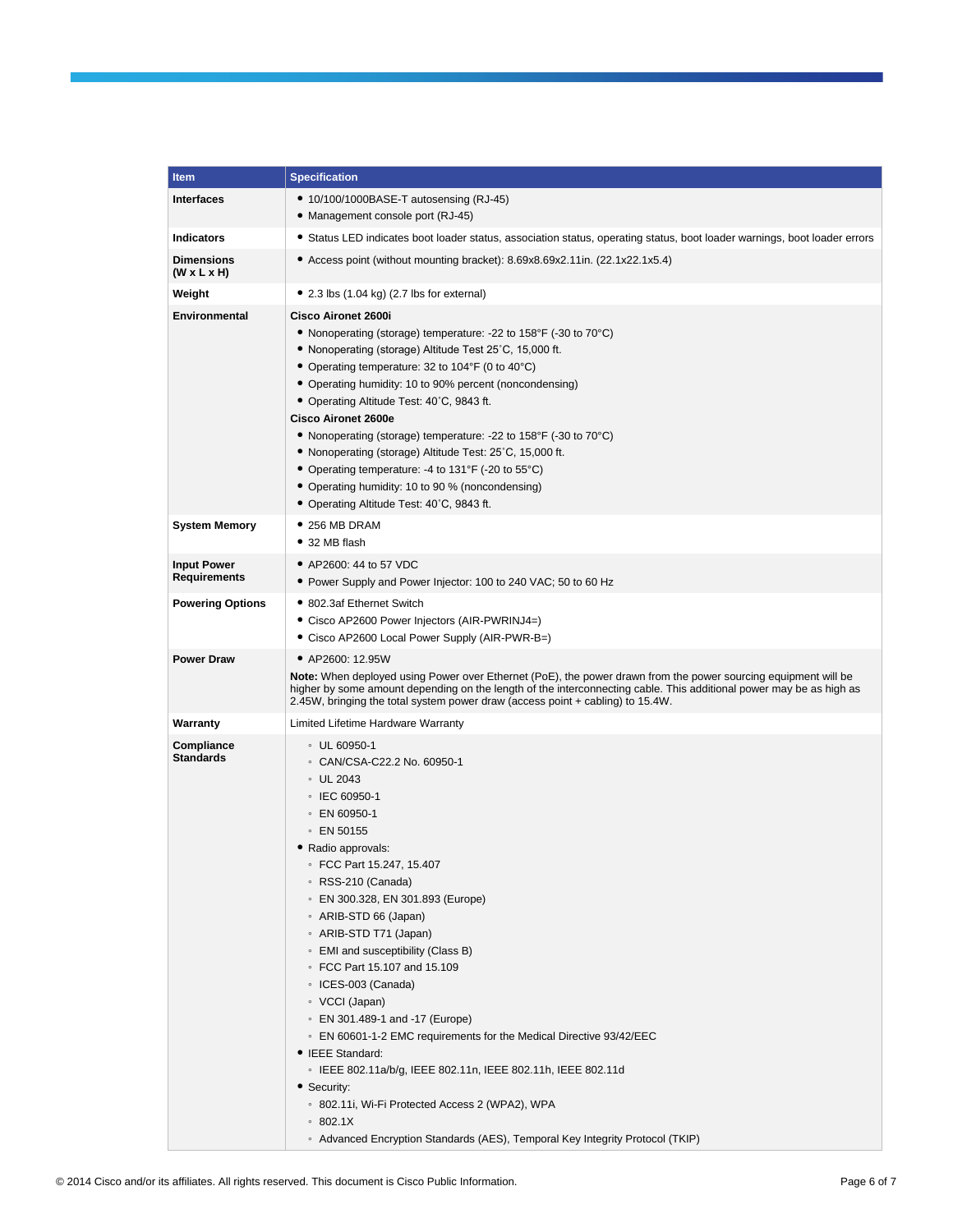| Item | Specification |
| --- | --- |
| **Interfaces** | • 10/100/1000BASE-T autosensing (RJ-45)<br>• Management console port (RJ-45) |
| **Indicators** | • Status LED indicates boot loader status, association status, operating status, boot loader warnings, boot loader errors |
| **Dimensions (W x L x H)** | • Access point (without mounting bracket): 8.69x8.69x2.11in. (22.1x22.1x5.4) |
| **Weight** | • 2.3 lbs (1.04 kg) (2.7 lbs for external) |
| **Environmental** | **Cisco Aironet 2600i**<br>• Nonoperating (storage) temperature: -22 to 158°F (-30 to 70°C)<br>• Nonoperating (storage) Altitude Test 25˚C, 15,000 ft.<br>• Operating temperature: 32 to 104°F (0 to 40°C)<br>• Operating humidity: 10 to 90% percent (noncondensing)<br>• Operating Altitude Test: 40˚C, 9843 ft.<br>**Cisco Aironet 2600e**<br>• Nonoperating (storage) temperature: -22 to 158°F (-30 to 70°C)<br>• Nonoperating (storage) Altitude Test: 25˚C, 15,000 ft.<br>• Operating temperature: -4 to 131°F (-20 to 55°C)<br>• Operating humidity: 10 to 90 % (noncondensing)<br>• Operating Altitude Test: 40˚C, 9843 ft. |
| **System Memory** | • 256 MB DRAM<br>• 32 MB flash |
| **Input Power Requirements** | • AP2600: 44 to 57 VDC<br>• Power Supply and Power Injector: 100 to 240 VAC; 50 to 60 Hz |
| **Powering Options** | • 802.3af Ethernet Switch<br>• Cisco AP2600 Power Injectors (AIR-PWRINJ4=)<br>• Cisco AP2600 Local Power Supply (AIR-PWR-B=) |
| **Power Draw** | • AP2600: 12.95W<br>**Note:** When deployed using Power over Ethernet (PoE), the power drawn from the power sourcing equipment will be higher by some amount depending on the length of the interconnecting cable. This additional power may be as high as 2.45W, bringing the total system power draw (access point + cabling) to 15.4W. |
| **Warranty** | Limited Lifetime Hardware Warranty |
| **Compliance Standards** | ◦ UL 60950-1<br>◦ CAN/CSA-C22.2 No. 60950-1<br>◦ UL 2043<br>◦ IEC 60950-1<br>◦ EN 60950-1<br>◦ EN 50155<br>• Radio approvals:<br>◦ FCC Part 15.247, 15.407<br>◦ RSS-210 (Canada)<br>◦ EN 300.328, EN 301.893 (Europe)<br>◦ ARIB-STD 66 (Japan)<br>◦ ARIB-STD T71 (Japan)<br>◦ EMI and susceptibility (Class B)<br>◦ FCC Part 15.107 and 15.109<br>◦ ICES-003 (Canada)<br>◦ VCCI (Japan)<br>◦ EN 301.489-1 and -17 (Europe)<br>◦ EN 60601-1-2 EMC requirements for the Medical Directive 93/42/EEC<br>• IEEE Standard:<br>◦ IEEE 802.11a/b/g, IEEE 802.11n, IEEE 802.11h, IEEE 802.11d<br>• Security:<br>◦ 802.11i, Wi-Fi Protected Access 2 (WPA2), WPA<br>◦ 802.1X<br>◦ Advanced Encryption Standards (AES), Temporal Key Integrity Protocol (TKIP) |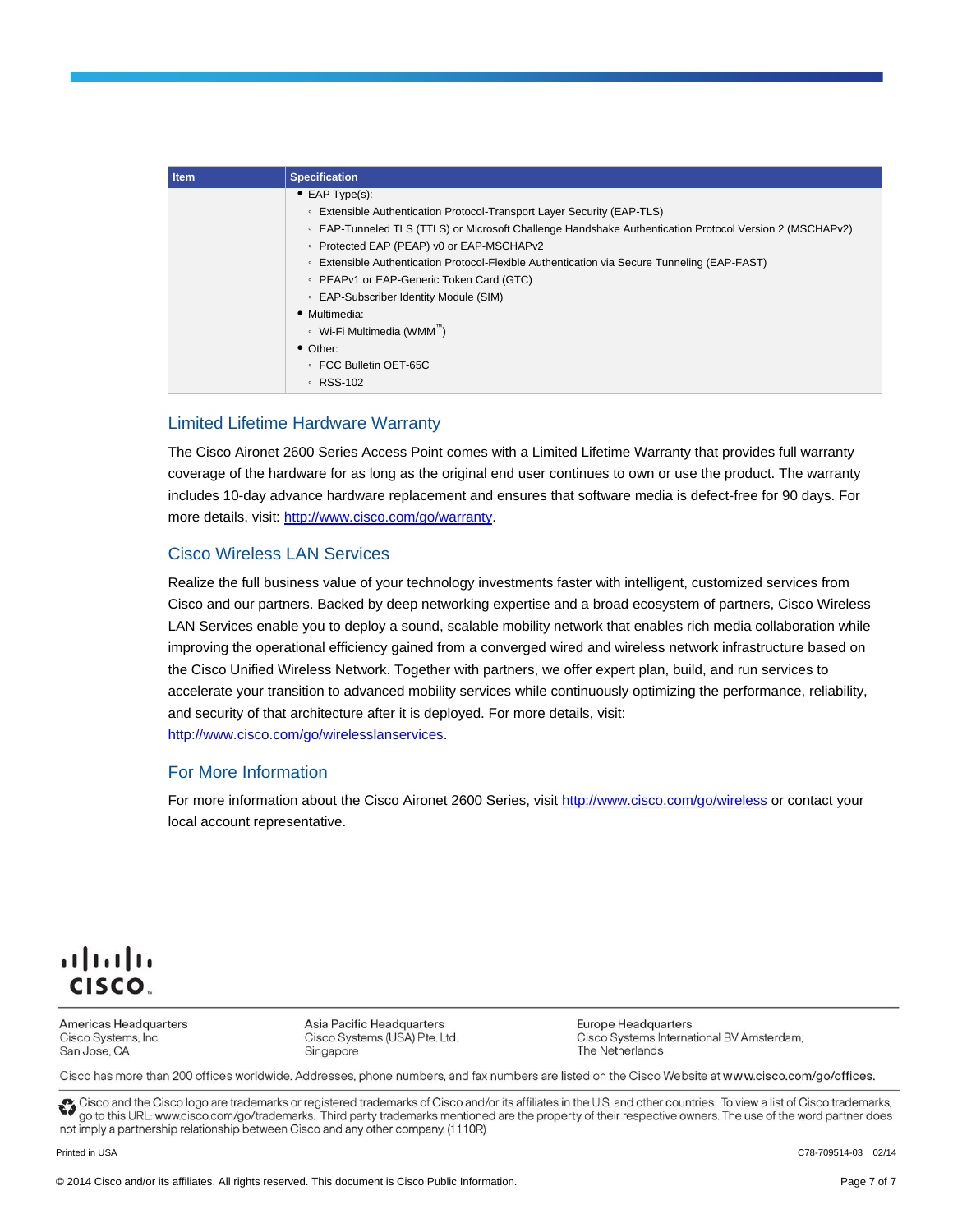| Item | Specification |
| --- | --- |
| | • EAP Type(s):<br>◦ Extensible Authentication Protocol-Transport Layer Security (EAP-TLS)<br>◦ EAP-Tunneled TLS (TTLS) or Microsoft Challenge Handshake Authentication Protocol Version 2 (MSCHAPv2)<br>◦ Protected EAP (PEAP) v0 or EAP-MSCHAPv2<br>◦ Extensible Authentication Protocol-Flexible Authentication via Secure Tunneling (EAP-FAST)<br>◦ PEAPv1 or EAP-Generic Token Card (GTC)<br>◦ EAP-Subscriber Identity Module (SIM)<br>• Multimedia:<br>◦ Wi-Fi Multimedia (WMM™)<br>• Other:<br>◦ FCC Bulletin OET-65C<br>◦ RSS-102 |

## Limited Lifetime Hardware Warranty

The Cisco Aironet 2600 Series Access Point comes with a Limited Lifetime Warranty that provides full warranty coverage of the hardware for as long as the original end user continues to own or use the product. The warranty includes 10-day advance hardware replacement and ensures that software media is defect-free for 90 days. For more details, visit: http://www.cisco.com/go/warranty.

## Cisco Wireless LAN Services

Realize the full business value of your technology investments faster with intelligent, customized services from Cisco and our partners. Backed by deep networking expertise and a broad ecosystem of partners, Cisco Wireless LAN Services enable you to deploy a sound, scalable mobility network that enables rich media collaboration while improving the operational efficiency gained from a converged wired and wireless network infrastructure based on the Cisco Unified Wireless Network. Together with partners, we offer expert plan, build, and run services to accelerate your transition to advanced mobility services while continuously optimizing the performance, reliability, and security of that architecture after it is deployed. For more details, visit: http://www.cisco.com/go/wirelesslanservices.

## For More Information

For more information about the Cisco Aironet 2600 Series, visit http://www.cisco.com/go/wireless or contact your local account representative.

Americas Headquarters
Cisco Systems, Inc.
San Jose, CA

Asia Pacific Headquarters
Cisco Systems (USA) Pte. Ltd.
Singapore

Europe Headquarters
Cisco Systems International BV Amsterdam,
The Netherlands

Cisco has more than 200 offices worldwide. Addresses, phone numbers, and fax numbers are listed on the Cisco Website at www.cisco.com/go/offices.

Cisco and the Cisco logo are trademarks or registered trademarks of Cisco and/or its affiliates in the U.S. and other countries. To view a list of Cisco trademarks, go to this URL: www.cisco.com/go/trademarks. Third party trademarks mentioned are the property of their respective owners. The use of the word partner does not imply a partnership relationship between Cisco and any other company. (1110R)

Printed in USA

C78-709514-03 02/14

© 2014 Cisco and/or its affiliates. All rights reserved. This document is Cisco Public Information.